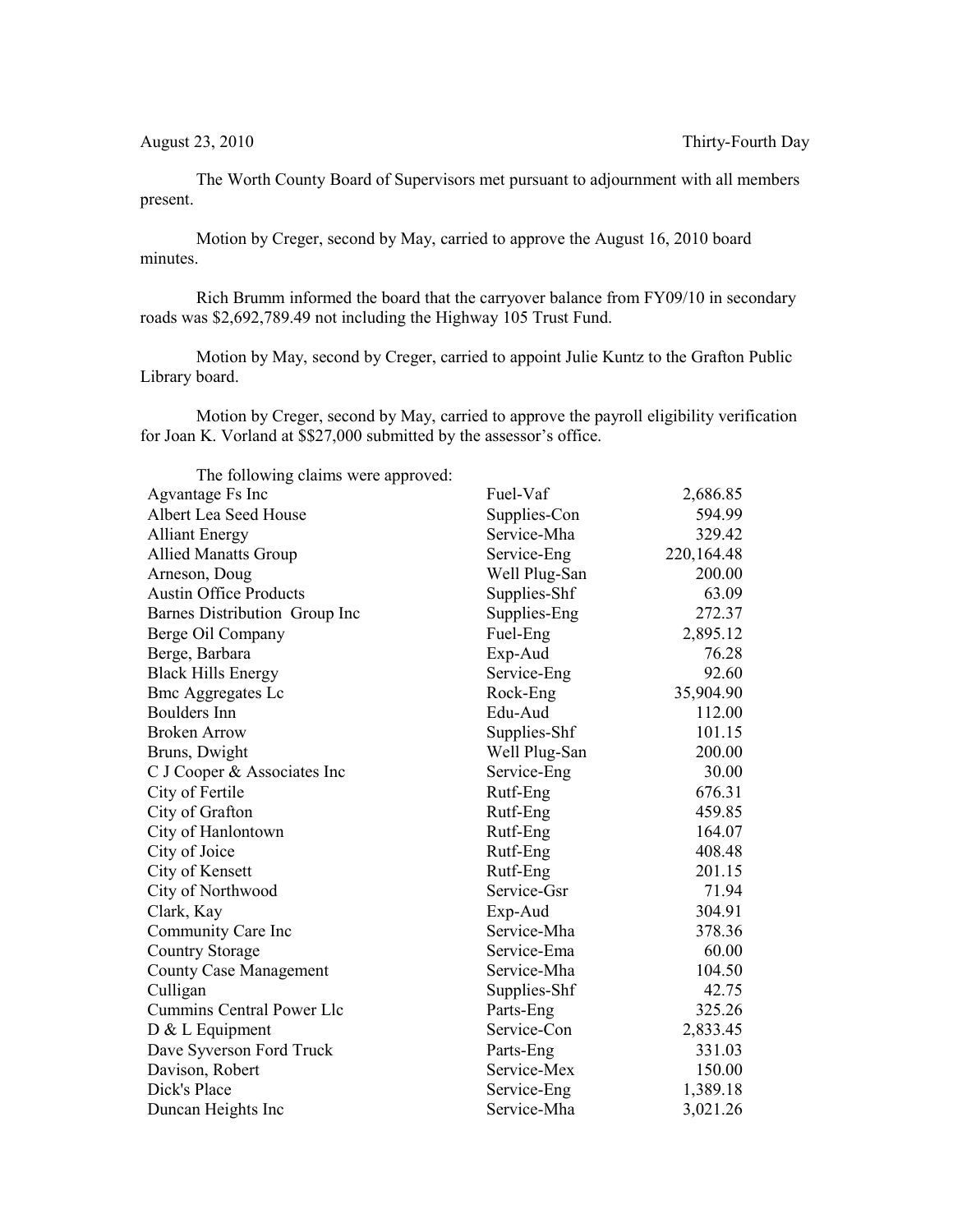August 23, 2010 Thirty-Fourth Day

The Worth County Board of Supervisors met pursuant to adjournment with all members present.

Motion by Creger, second by May, carried to approve the August 16, 2010 board minutes.

Rich Brumm informed the board that the carryover balance from FY09/10 in secondary roads was $2,692,789.49 not including the Highway 105 Trust Fund.

Motion by May, second by Creger, carried to appoint Julie Kuntz to the Grafton Public Library board.

Motion by Creger, second by May, carried to approve the payroll eligibility verification for Joan K. Vorland at $$27,000 submitted by the assessor's office.

The following claims were approved:

| | | |
|---|---|---|
| Agvantage Fs Inc | Fuel-Vaf | 2,686.85 |
| Albert Lea Seed House | Supplies-Con | 594.99 |
| Alliant Energy | Service-Mha | 329.42 |
| Allied Manatts Group | Service-Eng | 220,164.48 |
| Arneson, Doug | Well Plug-San | 200.00 |
| Austin Office Products | Supplies-Shf | 63.09 |
| Barnes Distribution Group Inc | Supplies-Eng | 272.37 |
| Berge Oil Company | Fuel-Eng | 2,895.12 |
| Berge, Barbara | Exp-Aud | 76.28 |
| Black Hills Energy | Service-Eng | 92.60 |
| Bmc Aggregates Lc | Rock-Eng | 35,904.90 |
| Boulders Inn | Edu-Aud | 112.00 |
| Broken Arrow | Supplies-Shf | 101.15 |
| Bruns, Dwight | Well Plug-San | 200.00 |
| C J Cooper & Associates Inc | Service-Eng | 30.00 |
| City of Fertile | Rutf-Eng | 676.31 |
| City of Grafton | Rutf-Eng | 459.85 |
| City of Hanlontown | Rutf-Eng | 164.07 |
| City of Joice | Rutf-Eng | 408.48 |
| City of Kensett | Rutf-Eng | 201.15 |
| City of Northwood | Service-Gsr | 71.94 |
| Clark, Kay | Exp-Aud | 304.91 |
| Community Care Inc | Service-Mha | 378.36 |
| Country Storage | Service-Ema | 60.00 |
| County Case Management | Service-Mha | 104.50 |
| Culligan | Supplies-Shf | 42.75 |
| Cummins Central Power Llc | Parts-Eng | 325.26 |
| D & L Equipment | Service-Con | 2,833.45 |
| Dave Syverson Ford Truck | Parts-Eng | 331.03 |
| Davison, Robert | Service-Mex | 150.00 |
| Dick's Place | Service-Eng | 1,389.18 |
| Duncan Heights Inc | Service-Mha | 3,021.26 |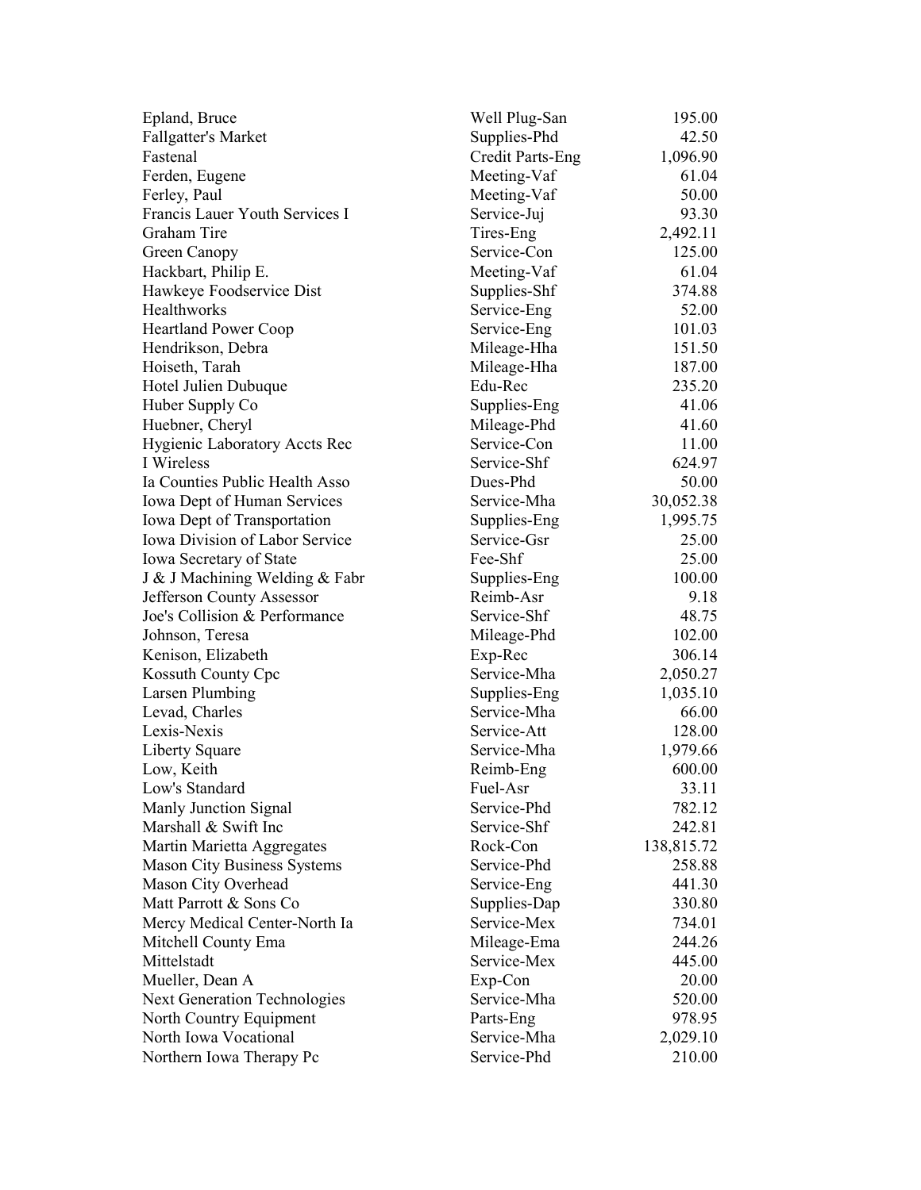| | | |
|---|---|---|
| Epland, Bruce | Well Plug-San | 195.00 |
| Fallgatter's Market | Supplies-Phd | 42.50 |
| Fastenal | Credit Parts-Eng | 1,096.90 |
| Ferden, Eugene | Meeting-Vaf | 61.04 |
| Ferley, Paul | Meeting-Vaf | 50.00 |
| Francis Lauer Youth Services I | Service-Juj | 93.30 |
| Graham Tire | Tires-Eng | 2,492.11 |
| Green Canopy | Service-Con | 125.00 |
| Hackbart, Philip E. | Meeting-Vaf | 61.04 |
| Hawkeye Foodservice Dist | Supplies-Shf | 374.88 |
| Healthworks | Service-Eng | 52.00 |
| Heartland Power Coop | Service-Eng | 101.03 |
| Hendrikson, Debra | Mileage-Hha | 151.50 |
| Hoiseth, Tarah | Mileage-Hha | 187.00 |
| Hotel Julien Dubuque | Edu-Rec | 235.20 |
| Huber Supply Co | Supplies-Eng | 41.06 |
| Huebner, Cheryl | Mileage-Phd | 41.60 |
| Hygienic Laboratory Accts Rec | Service-Con | 11.00 |
| I Wireless | Service-Shf | 624.97 |
| Ia Counties Public Health Asso | Dues-Phd | 50.00 |
| Iowa Dept of Human Services | Service-Mha | 30,052.38 |
| Iowa Dept of Transportation | Supplies-Eng | 1,995.75 |
| Iowa Division of Labor Service | Service-Gsr | 25.00 |
| Iowa Secretary of State | Fee-Shf | 25.00 |
| J & J Machining Welding & Fabr | Supplies-Eng | 100.00 |
| Jefferson County Assessor | Reimb-Asr | 9.18 |
| Joe's Collision & Performance | Service-Shf | 48.75 |
| Johnson, Teresa | Mileage-Phd | 102.00 |
| Kenison, Elizabeth | Exp-Rec | 306.14 |
| Kossuth County Cpc | Service-Mha | 2,050.27 |
| Larsen Plumbing | Supplies-Eng | 1,035.10 |
| Levad, Charles | Service-Mha | 66.00 |
| Lexis-Nexis | Service-Att | 128.00 |
| Liberty Square | Service-Mha | 1,979.66 |
| Low, Keith | Reimb-Eng | 600.00 |
| Low's Standard | Fuel-Asr | 33.11 |
| Manly Junction Signal | Service-Phd | 782.12 |
| Marshall & Swift Inc | Service-Shf | 242.81 |
| Martin Marietta Aggregates | Rock-Con | 138,815.72 |
| Mason City Business Systems | Service-Phd | 258.88 |
| Mason City Overhead | Service-Eng | 441.30 |
| Matt Parrott & Sons Co | Supplies-Dap | 330.80 |
| Mercy Medical Center-North Ia | Service-Mex | 734.01 |
| Mitchell County Ema | Mileage-Ema | 244.26 |
| Mittelstadt | Service-Mex | 445.00 |
| Mueller, Dean A | Exp-Con | 20.00 |
| Next Generation Technologies | Service-Mha | 520.00 |
| North Country Equipment | Parts-Eng | 978.95 |
| North Iowa Vocational | Service-Mha | 2,029.10 |
| Northern Iowa Therapy Pc | Service-Phd | 210.00 |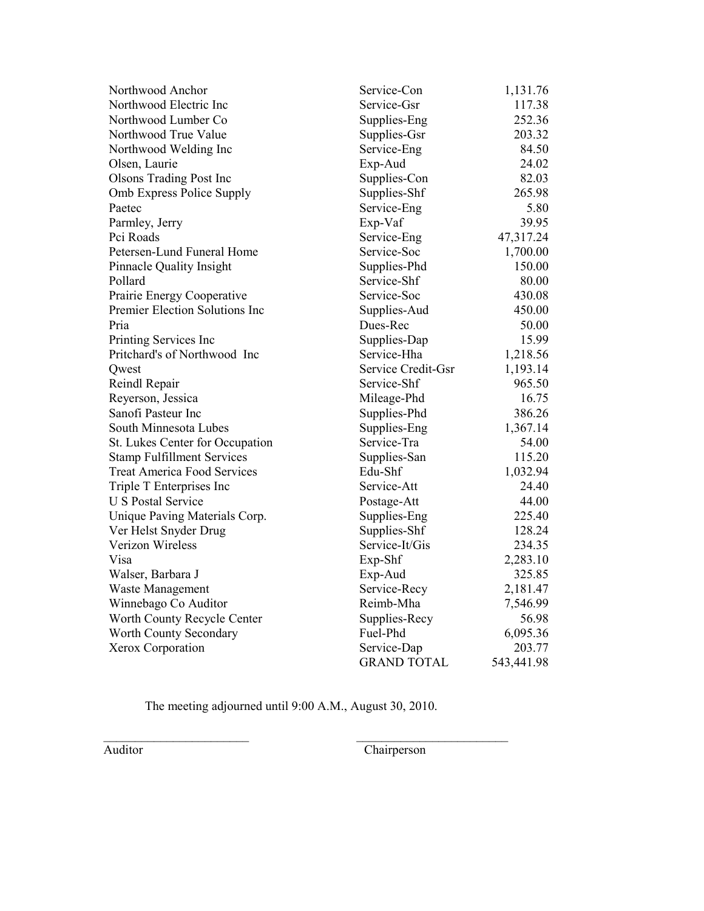| | | |
|---|---|---|
| Northwood Anchor | Service-Con | 1,131.76 |
| Northwood Electric Inc | Service-Gsr | 117.38 |
| Northwood Lumber Co | Supplies-Eng | 252.36 |
| Northwood True Value | Supplies-Gsr | 203.32 |
| Northwood Welding Inc | Service-Eng | 84.50 |
| Olsen, Laurie | Exp-Aud | 24.02 |
| Olsons Trading Post Inc | Supplies-Con | 82.03 |
| Omb Express Police Supply | Supplies-Shf | 265.98 |
| Paetec | Service-Eng | 5.80 |
| Parmley, Jerry | Exp-Vaf | 39.95 |
| Pci Roads | Service-Eng | 47,317.24 |
| Petersen-Lund Funeral Home | Service-Soc | 1,700.00 |
| Pinnacle Quality Insight | Supplies-Phd | 150.00 |
| Pollard | Service-Shf | 80.00 |
| Prairie Energy Cooperative | Service-Soc | 430.08 |
| Premier Election Solutions Inc | Supplies-Aud | 450.00 |
| Pria | Dues-Rec | 50.00 |
| Printing Services Inc | Supplies-Dap | 15.99 |
| Pritchard's of Northwood Inc | Service-Hha | 1,218.56 |
| Qwest | Service Credit-Gsr | 1,193.14 |
| Reindl Repair | Service-Shf | 965.50 |
| Reyerson, Jessica | Mileage-Phd | 16.75 |
| Sanofi Pasteur Inc | Supplies-Phd | 386.26 |
| South Minnesota Lubes | Supplies-Eng | 1,367.14 |
| St. Lukes Center for Occupation | Service-Tra | 54.00 |
| Stamp Fulfillment Services | Supplies-San | 115.20 |
| Treat America Food Services | Edu-Shf | 1,032.94 |
| Triple T Enterprises Inc | Service-Att | 24.40 |
| U S Postal Service | Postage-Att | 44.00 |
| Unique Paving Materials Corp. | Supplies-Eng | 225.40 |
| Ver Helst Snyder Drug | Supplies-Shf | 128.24 |
| Verizon Wireless | Service-It/Gis | 234.35 |
| Visa | Exp-Shf | 2,283.10 |
| Walser, Barbara J | Exp-Aud | 325.85 |
| Waste Management | Service-Recy | 2,181.47 |
| Winnebago Co Auditor | Reimb-Mha | 7,546.99 |
| Worth County Recycle Center | Supplies-Recy | 56.98 |
| Worth County Secondary | Fuel-Phd | 6,095.36 |
| Xerox Corporation | Service-Dap | 203.77 |
| | GRAND TOTAL | 543,441.98 |

The meeting adjourned until 9:00 A.M., August 30, 2010.

_______________________ _______________________

Auditor Chairperson